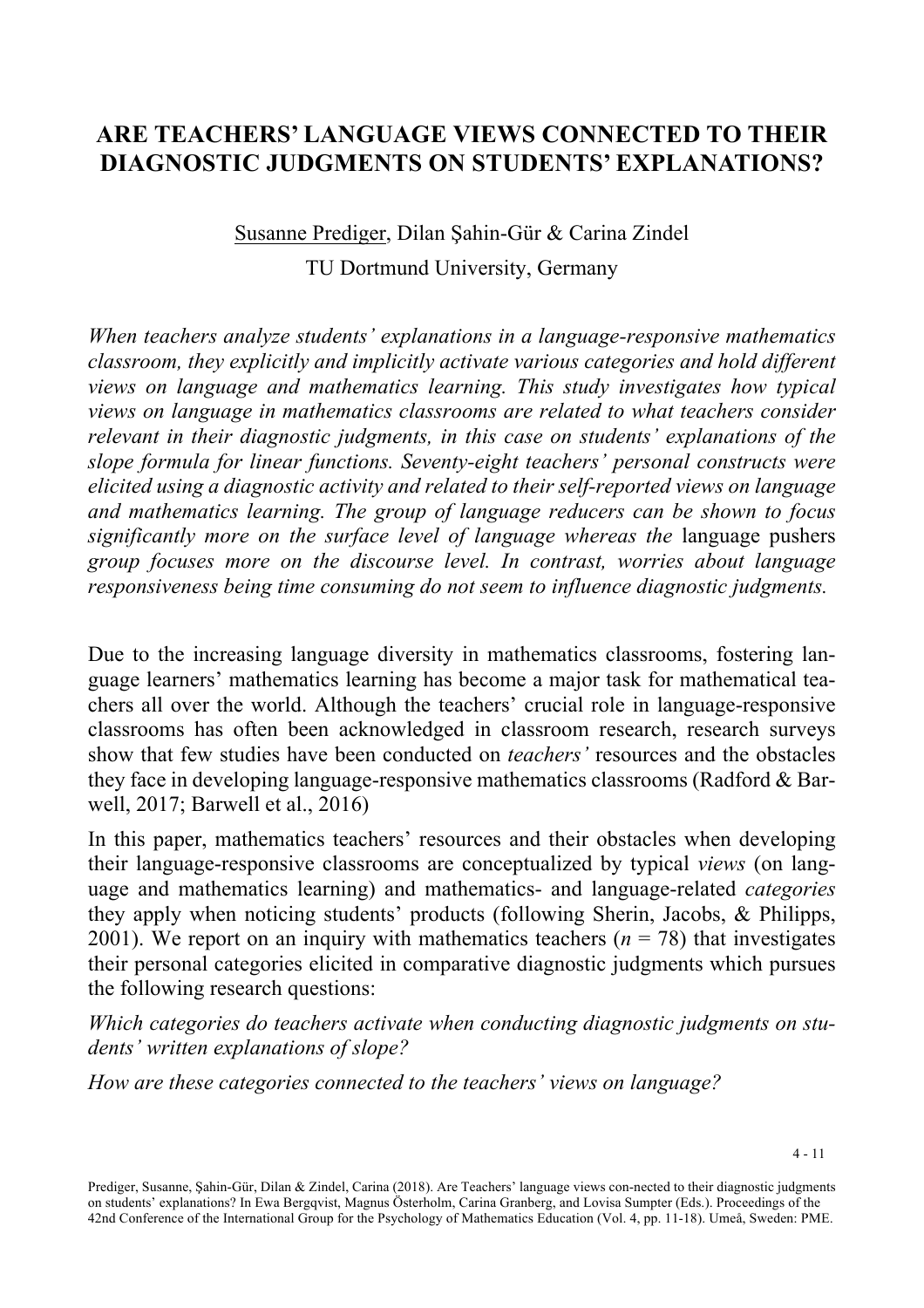# ARE TEACHERS' LANGUAGE VIEWS CONNECTED TO THEIR DIAGNOSTIC JUDGMENTS ON STUDENTS' EXPLANATIONS?

Susanne Prediger, Dilan Şahin-Gür & Carina Zindel

TU Dortmund University, Germany

*When teachers analyze students' explanations in a language-responsive mathematics classroom, they explicitly and implicitly activate various categories and hold different views on language and mathematics learning. This study investigates how typical views on language in mathematics classrooms are related to what teachers consider relevant in their diagnostic judgments, in this case on students' explanations of the slope formula for linear functions. Seventy-eight teachers' personal constructs were elicited using a diagnostic activity and related to their self-reported views on language and mathematics learning. The group of language reducers can be shown to focus significantly more on the surface level of language whereas the* language pushers *group focuses more on the discourse level. In contrast, worries about language responsiveness being time consuming do not seem to influence diagnostic judgments.*

Due to the increasing language diversity in mathematics classrooms, fostering language learners' mathematics learning has become a major task for mathematical teachers all over the world. Although the teachers' crucial role in language-responsive classrooms has often been acknowledged in classroom research, research surveys show that few studies have been conducted on *teachers'* resources and the obstacles they face in developing language-responsive mathematics classrooms (Radford & Barwell, 2017; Barwell et al., 2016)

In this paper, mathematics teachers' resources and their obstacles when developing their language-responsive classrooms are conceptualized by typical *views* (on language and mathematics learning) and mathematics- and language-related *categories* they apply when noticing students' products (following Sherin, Jacobs, & Philipps, 2001). We report on an inquiry with mathematics teachers ($n = 78$) that investigates their personal categories elicited in comparative diagnostic judgments which pursues the following research questions:

*Which categories do teachers activate when conducting diagnostic judgments on students' written explanations of slope?*

*How are these categories connected to the teachers' views on language?*

Prediger, Susanne, Şahin-Gür, Dilan & Zindel, Carina (2018). Are Teachers' language views con-nected to their diagnostic judgments on students' explanations? In Ewa Bergqvist, Magnus Österholm, Carina Granberg, and Lovisa Sumpter (Eds.). Proceedings of the 42nd Conference of the International Group for the Psychology of Mathematics Education (Vol. 4, pp. 11-18). Umeå, Sweden: PME.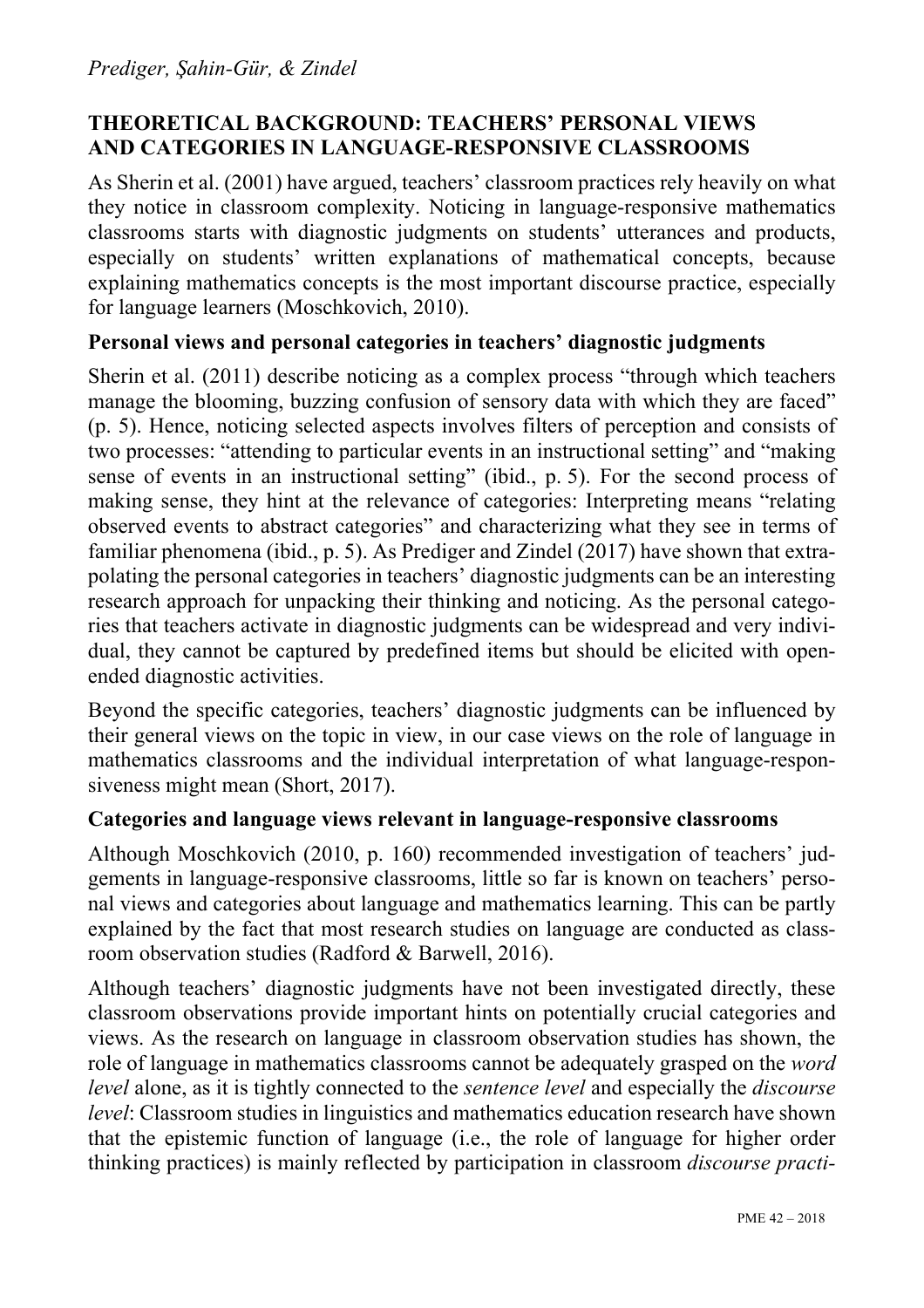## THEORETICAL BACKGROUND: TEACHERS' PERSONAL VIEWS AND CATEGORIES IN LANGUAGE-RESPONSIVE CLASSROOMS

As Sherin et al. (2001) have argued, teachers' classroom practices rely heavily on what they notice in classroom complexity. Noticing in language-responsive mathematics classrooms starts with diagnostic judgments on students' utterances and products, especially on students' written explanations of mathematical concepts, because explaining mathematics concepts is the most important discourse practice, especially for language learners (Moschkovich, 2010).

### Personal views and personal categories in teachers' diagnostic judgments

Sherin et al. (2011) describe noticing as a complex process "through which teachers manage the blooming, buzzing confusion of sensory data with which they are faced" (p. 5). Hence, noticing selected aspects involves filters of perception and consists of two processes: "attending to particular events in an instructional setting" and "making sense of events in an instructional setting" (ibid., p. 5). For the second process of making sense, they hint at the relevance of categories: Interpreting means "relating observed events to abstract categories" and characterizing what they see in terms of familiar phenomena (ibid., p. 5). As Prediger and Zindel (2017) have shown that extrapolating the personal categories in teachers' diagnostic judgments can be an interesting research approach for unpacking their thinking and noticing. As the personal categories that teachers activate in diagnostic judgments can be widespread and very individual, they cannot be captured by predefined items but should be elicited with open-ended diagnostic activities.

Beyond the specific categories, teachers' diagnostic judgments can be influenced by their general views on the topic in view, in our case views on the role of language in mathematics classrooms and the individual interpretation of what language-responsiveness might mean (Short, 2017).

### Categories and language views relevant in language-responsive classrooms

Although Moschkovich (2010, p. 160) recommended investigation of teachers' judgements in language-responsive classrooms, little so far is known on teachers' personal views and categories about language and mathematics learning. This can be partly explained by the fact that most research studies on language are conducted as classroom observation studies (Radford & Barwell, 2016).

Although teachers' diagnostic judgments have not been investigated directly, these classroom observations provide important hints on potentially crucial categories and views. As the research on language in classroom observation studies has shown, the role of language in mathematics classrooms cannot be adequately grasped on the *word level* alone, as it is tightly connected to the *sentence level* and especially the *discourse level*: Classroom studies in linguistics and mathematics education research have shown that the epistemic function of language (i.e., the role of language for higher order thinking practices) is mainly reflected by participation in classroom *discourse practi-*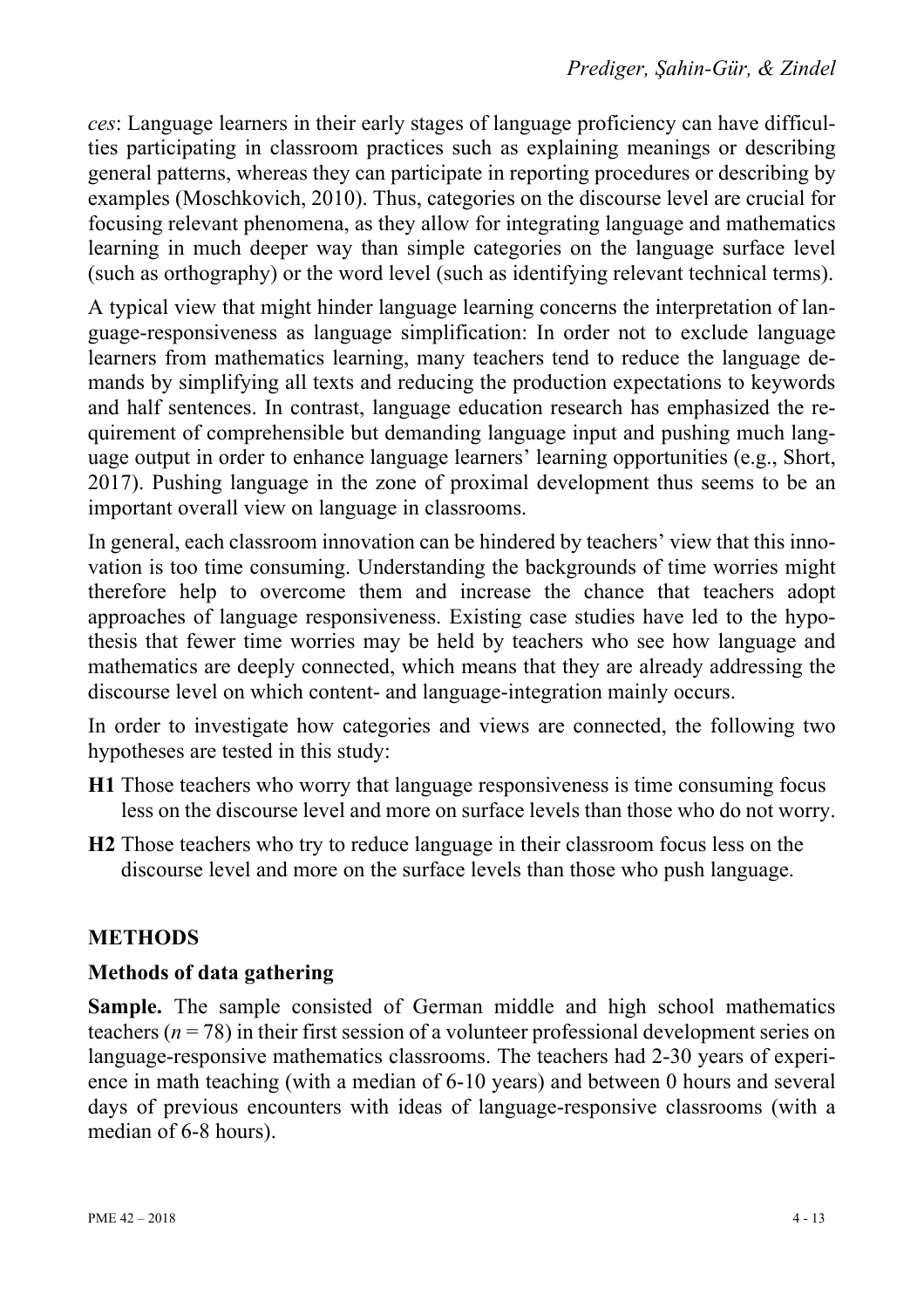*ces*: Language learners in their early stages of language proficiency can have difficulties participating in classroom practices such as explaining meanings or describing general patterns, whereas they can participate in reporting procedures or describing by examples (Moschkovich, 2010). Thus, categories on the discourse level are crucial for focusing relevant phenomena, as they allow for integrating language and mathematics learning in much deeper way than simple categories on the language surface level (such as orthography) or the word level (such as identifying relevant technical terms).

A typical view that might hinder language learning concerns the interpretation of language-responsiveness as language simplification: In order not to exclude language learners from mathematics learning, many teachers tend to reduce the language demands by simplifying all texts and reducing the production expectations to keywords and half sentences. In contrast, language education research has emphasized the requirement of comprehensible but demanding language input and pushing much language output in order to enhance language learners' learning opportunities (e.g., Short, 2017). Pushing language in the zone of proximal development thus seems to be an important overall view on language in classrooms.

In general, each classroom innovation can be hindered by teachers' view that this innovation is too time consuming. Understanding the backgrounds of time worries might therefore help to overcome them and increase the chance that teachers adopt approaches of language responsiveness. Existing case studies have led to the hypothesis that fewer time worries may be held by teachers who see how language and mathematics are deeply connected, which means that they are already addressing the discourse level on which content- and language-integration mainly occurs.

In order to investigate how categories and views are connected, the following two hypotheses are tested in this study:

**H1** Those teachers who worry that language responsiveness is time consuming focus less on the discourse level and more on surface levels than those who do not worry.

**H2** Those teachers who try to reduce language in their classroom focus less on the discourse level and more on the surface levels than those who push language.

## METHODS

### Methods of data gathering

**Sample.** The sample consisted of German middle and high school mathematics teachers ($n = 78$) in their first session of a volunteer professional development series on language-responsive mathematics classrooms. The teachers had 2-30 years of experience in math teaching (with a median of 6-10 years) and between 0 hours and several days of previous encounters with ideas of language-responsive classrooms (with a median of 6-8 hours).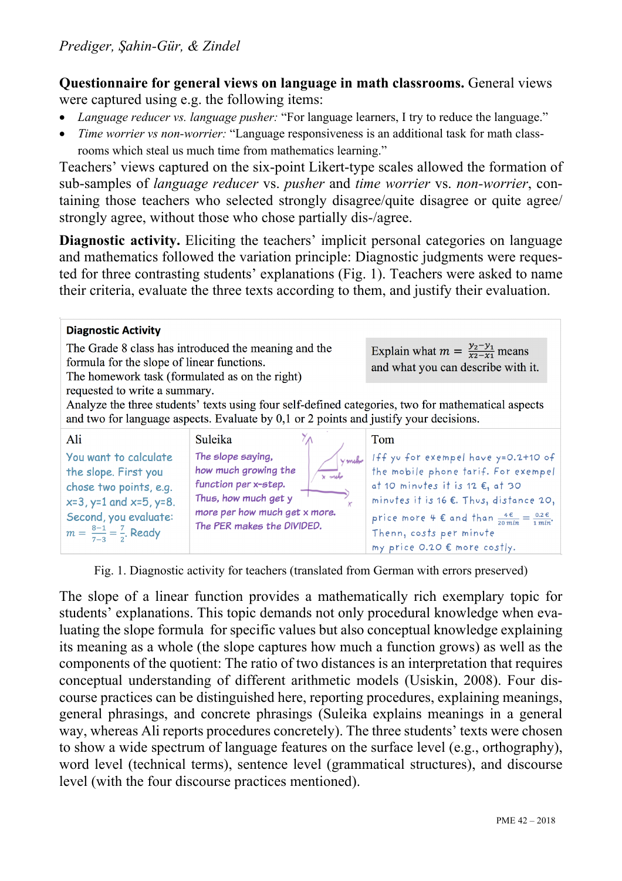**Questionnaire for general views on language in math classrooms.** General views were captured using e.g. the following items:

- *Language reducer vs. language pusher:* "For language learners, I try to reduce the language."
- *Time worrier vs non-worrier:* "Language responsiveness is an additional task for math classrooms which steal us much time from mathematics learning."

Teachers' views captured on the six-point Likert-type scales allowed the formation of sub-samples of *language reducer* vs. *pusher* and *time worrier* vs. *non-worrier*, containing those teachers who selected strongly disagree/quite disagree or quite agree/strongly agree, without those who chose partially dis-/agree.

**Diagnostic activity.** Eliciting the teachers' implicit personal categories on language and mathematics followed the variation principle: Diagnostic judgments were requested for three contrasting students' explanations (Fig. 1). Teachers were asked to name their criteria, evaluate the three texts according to them, and justify their evaluation.

**Diagnostic Activity**

The Grade 8 class has introduced the meaning and the formula for the slope of linear functions. The homework task (formulated as on the right) requested to write a summary.

> Explain what $m = \frac{y_2 - y_1}{x_2 - x_1}$ means and what you can describe with it.

Analyze the three students' texts using four self-defined categories, two for mathematical aspects and two for language aspects. Evaluate by 0,1 or 2 points and justify your decisions.

| Ali | Suleika | Tom |
|---|---|---|
| You want to calculate the slope. First you chose two points, e.g. x=3, y=1 and x=5, y=8. Second, you evaluate: $m = \frac{8-1}{7-3} = \frac{7}{2}$. Ready | The slope saying, how much growing the function per x-step. Thus, how much get y more per how much get x more. The PER makes the DIVIDED. [sketch: y, x, y mehr, x mehr] | Iff yu for exempel have y=0.2+10 of the mobile phone tarif. For exempel at 10 minutes it is 12 €, at 30 minutes it is 16 €. Thus, distance 20, price more 4 € and than $\frac{4\,€}{20\,min} = \frac{0.2\,€}{1\,min}$. Thenn, costs per minute my price 0.20 € more costly. |

Fig. 1. Diagnostic activity for teachers (translated from German with errors preserved)

The slope of a linear function provides a mathematically rich exemplary topic for students' explanations. This topic demands not only procedural knowledge when evaluating the slope formula for specific values but also conceptual knowledge explaining its meaning as a whole (the slope captures how much a function grows) as well as the components of the quotient: The ratio of two distances is an interpretation that requires conceptual understanding of different arithmetic models (Usiskin, 2008). Four discourse practices can be distinguished here, reporting procedures, explaining meanings, general phrasings, and concrete phrasings (Suleika explains meanings in a general way, whereas Ali reports procedures concretely). The three students' texts were chosen to show a wide spectrum of language features on the surface level (e.g., orthography), word level (technical terms), sentence level (grammatical structures), and discourse level (with the four discourse practices mentioned).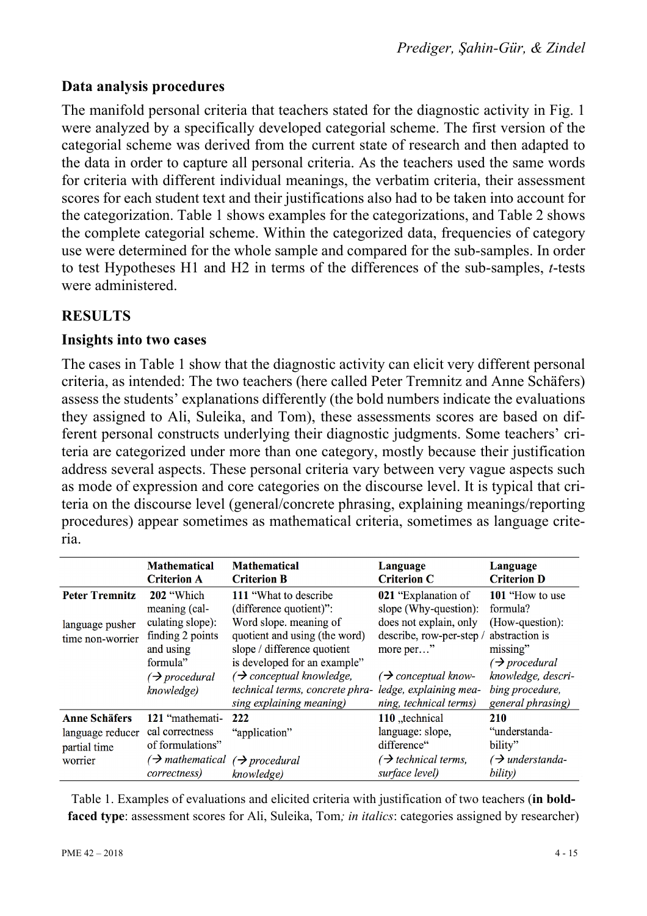### Data analysis procedures

The manifold personal criteria that teachers stated for the diagnostic activity in Fig. 1 were analyzed by a specifically developed categorial scheme. The first version of the categorial scheme was derived from the current state of research and then adapted to the data in order to capture all personal criteria. As the teachers used the same words for criteria with different individual meanings, the verbatim criteria, their assessment scores for each student text and their justifications also had to be taken into account for the categorization. Table 1 shows examples for the categorizations, and Table 2 shows the complete categorial scheme. Within the categorized data, frequencies of category use were determined for the whole sample and compared for the sub-samples. In order to test Hypotheses H1 and H2 in terms of the differences of the sub-samples, *t*-tests were administered.

## RESULTS

### Insights into two cases

The cases in Table 1 show that the diagnostic activity can elicit very different personal criteria, as intended: The two teachers (here called Peter Tremnitz and Anne Schäfers) assess the students' explanations differently (the bold numbers indicate the evaluations they assigned to Ali, Suleika, and Tom), these assessments scores are based on different personal constructs underlying their diagnostic judgments. Some teachers' criteria are categorized under more than one category, mostly because their justification address several aspects. These personal criteria vary between very vague aspects such as mode of expression and core categories on the discourse level. It is typical that criteria on the discourse level (general/concrete phrasing, explaining meanings/reporting procedures) appear sometimes as mathematical criteria, sometimes as language criteria.

| | Mathematical Criterion A | Mathematical Criterion B | Language Criterion C | Language Criterion D |
|---|---|---|---|---|
| **Peter Tremnitz**<br><br>language pusher time non-worrier | **202** "Which meaning (calculating slope): finding 2 points and using formula"<br>*(→ procedural knowledge)* | **111** "What to describe (difference quotient)": Word slope. meaning of quotient and using (the word) slope / difference quotient is developed for an example"<br>*(→ conceptual knowledge, technical terms, concrete phrasing explaining meaning)* | **021** "Explanation of slope (Why-question): does not explain, only describe, row-per-step / more per…"<br>*(→ conceptual knowledge, explaining meaning, technical terms)* | **101** "How to use formula? (How-question): abstraction is missing"<br>*(→ procedural knowledge, describing procedure, general phrasing)* |
| **Anne Schäfers**<br>language reducer partial time worrier | **121** "mathematical correctness of formulations"<br>*(→ mathematical correctness)* | **222** "application"<br>*(→ procedural knowledge)* | **110** „technical language: slope, difference"<br>*(→ technical terms, surface level)* | **210** "understandability"<br>*(→ understandability)* |

Table 1. Examples of evaluations and elicited criteria with justification of two teachers (**in boldfaced type**: assessment scores for Ali, Suleika, Tom*; in italics*: categories assigned by researcher)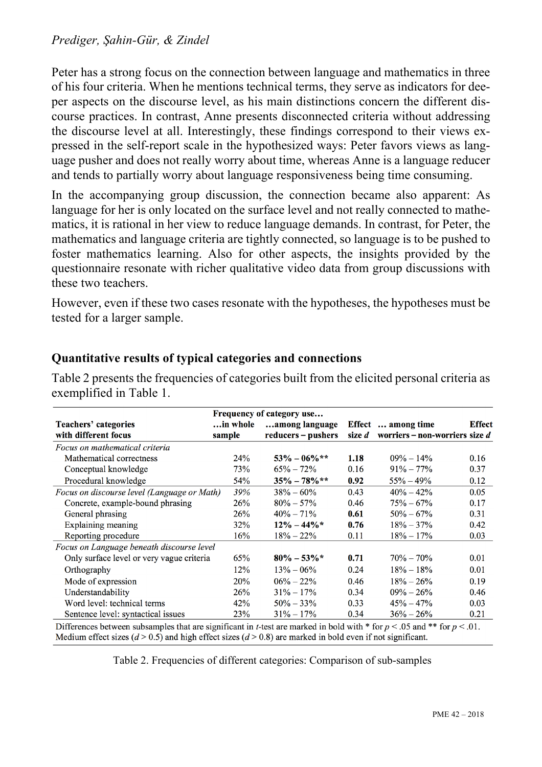Peter has a strong focus on the connection between language and mathematics in three of his four criteria. When he mentions technical terms, they serve as indicators for deeper aspects on the discourse level, as his main distinctions concern the different discourse practices. In contrast, Anne presents disconnected criteria without addressing the discourse level at all. Interestingly, these findings correspond to their views expressed in the self-report scale in the hypothesized ways: Peter favors views as language pusher and does not really worry about time, whereas Anne is a language reducer and tends to partially worry about language responsiveness being time consuming.

In the accompanying group discussion, the connection became also apparent: As language for her is only located on the surface level and not really connected to mathematics, it is rational in her view to reduce language demands. In contrast, for Peter, the mathematics and language criteria are tightly connected, so language is to be pushed to foster mathematics learning. Also for other aspects, the insights provided by the questionnaire resonate with richer qualitative video data from group discussions with these two teachers.

However, even if these two cases resonate with the hypotheses, the hypotheses must be tested for a larger sample.

## Quantitative results of typical categories and connections

Table 2 presents the frequencies of categories built from the elicited personal criteria as exemplified in Table 1.

| Teachers' categories with different focus | Frequency of category use… …in whole sample | …among language reducers – pushers | Effect size $d$ | … among time worriers – non-worriers | Effect size $d$ |
|---|---|---|---|---|---|
| *Focus on mathematical criteria* | | | | | |
| Mathematical correctness | 24% | **53% – 06%\*\*** | **1.18** | 09% – 14% | 0.16 |
| Conceptual knowledge | 73% | 65% – 72% | 0.16 | 91% – 77% | 0.37 |
| Procedural knowledge | 54% | **35% – 78%\*\*** | **0.92** | 55% – 49% | 0.12 |
| *Focus on discourse level (Language or Math)* | *39%* | 38% – 60% | 0.43 | 40% – 42% | 0.05 |
| Concrete, example-bound phrasing | 26% | 80% – 57% | 0.46 | 75% – 67% | 0.17 |
| General phrasing | 26% | 40% – 71% | **0.61** | 50% – 67% | 0.31 |
| Explaining meaning | 32% | **12% – 44%\*** | **0.76** | 18% – 37% | 0.42 |
| Reporting procedure | 16% | 18% – 22% | 0.11 | 18% – 17% | 0.03 |
| *Focus on Language beneath discourse level* | | | | | |
| Only surface level or very vague criteria | 65% | **80% – 53%\*** | **0.71** | 70% – 70% | 0.01 |
| Orthography | 12% | 13% – 06% | 0.24 | 18% – 18% | 0.01 |
| Mode of expression | 20% | 06% – 22% | 0.46 | 18% – 26% | 0.19 |
| Understandability | 26% | 31% – 17% | 0.34 | 09% – 26% | 0.46 |
| Word level: technical terms | 42% | 50% – 33% | 0.33 | 45% – 47% | 0.03 |
| Sentence level: syntactical issues | 23% | 31% – 17% | 0.34 | 36% – 26% | 0.21 |

Differences between subsamples that are significant in $t$-test are marked in bold with \* for $p < .05$ and \*\* for $p < .01$. Medium effect sizes ($d > 0.5$) and high effect sizes ($d > 0.8$) are marked in bold even if not significant.

Table 2. Frequencies of different categories: Comparison of sub-samples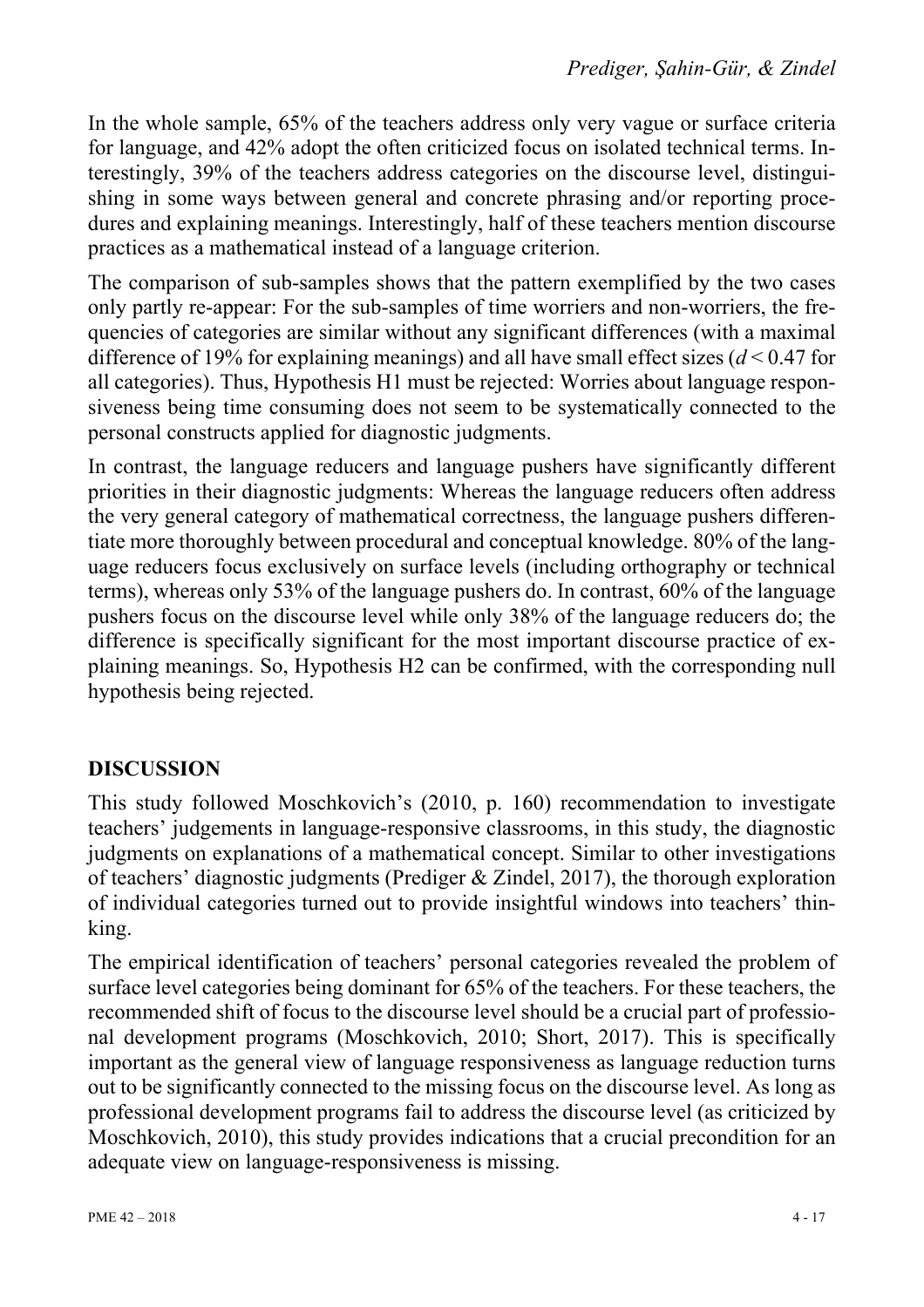In the whole sample, 65% of the teachers address only very vague or surface criteria for language, and 42% adopt the often criticized focus on isolated technical terms. Interestingly, 39% of the teachers address categories on the discourse level, distinguishing in some ways between general and concrete phrasing and/or reporting procedures and explaining meanings. Interestingly, half of these teachers mention discourse practices as a mathematical instead of a language criterion.

The comparison of sub-samples shows that the pattern exemplified by the two cases only partly re-appear: For the sub-samples of time worriers and non-worriers, the frequencies of categories are similar without any significant differences (with a maximal difference of 19% for explaining meanings) and all have small effect sizes ($d < 0.47$ for all categories). Thus, Hypothesis H1 must be rejected: Worries about language responsiveness being time consuming does not seem to be systematically connected to the personal constructs applied for diagnostic judgments.

In contrast, the language reducers and language pushers have significantly different priorities in their diagnostic judgments: Whereas the language reducers often address the very general category of mathematical correctness, the language pushers differentiate more thoroughly between procedural and conceptual knowledge. 80% of the language reducers focus exclusively on surface levels (including orthography or technical terms), whereas only 53% of the language pushers do. In contrast, 60% of the language pushers focus on the discourse level while only 38% of the language reducers do; the difference is specifically significant for the most important discourse practice of explaining meanings. So, Hypothesis H2 can be confirmed, with the corresponding null hypothesis being rejected.

## DISCUSSION

This study followed Moschkovich's (2010, p. 160) recommendation to investigate teachers' judgements in language-responsive classrooms, in this study, the diagnostic judgments on explanations of a mathematical concept. Similar to other investigations of teachers' diagnostic judgments (Prediger & Zindel, 2017), the thorough exploration of individual categories turned out to provide insightful windows into teachers' thinking.

The empirical identification of teachers' personal categories revealed the problem of surface level categories being dominant for 65% of the teachers. For these teachers, the recommended shift of focus to the discourse level should be a crucial part of professional development programs (Moschkovich, 2010; Short, 2017). This is specifically important as the general view of language responsiveness as language reduction turns out to be significantly connected to the missing focus on the discourse level. As long as professional development programs fail to address the discourse level (as criticized by Moschkovich, 2010), this study provides indications that a crucial precondition for an adequate view on language-responsiveness is missing.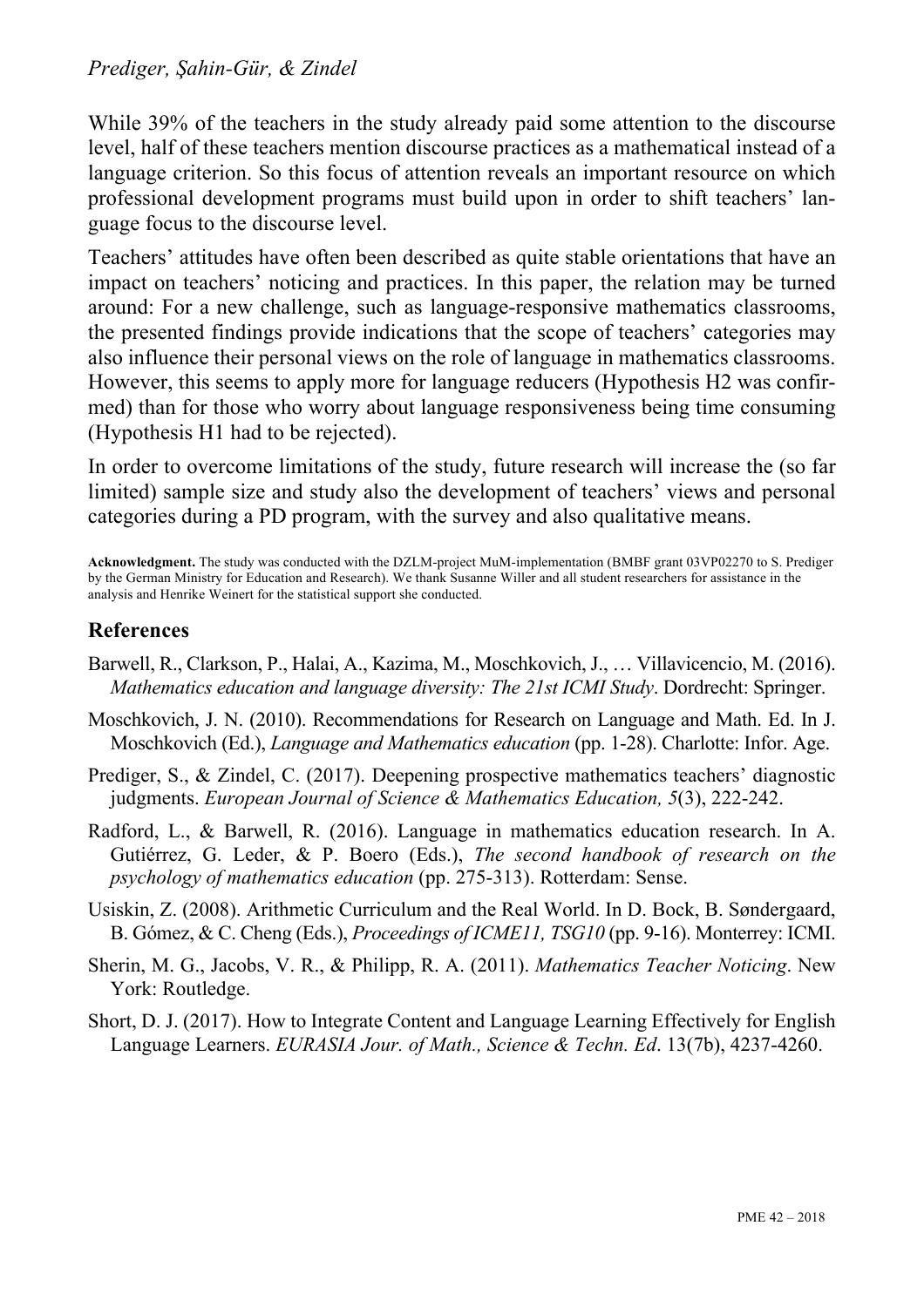While 39% of the teachers in the study already paid some attention to the discourse level, half of these teachers mention discourse practices as a mathematical instead of a language criterion. So this focus of attention reveals an important resource on which professional development programs must build upon in order to shift teachers' language focus to the discourse level.

Teachers' attitudes have often been described as quite stable orientations that have an impact on teachers' noticing and practices. In this paper, the relation may be turned around: For a new challenge, such as language-responsive mathematics classrooms, the presented findings provide indications that the scope of teachers' categories may also influence their personal views on the role of language in mathematics classrooms. However, this seems to apply more for language reducers (Hypothesis H2 was confirmed) than for those who worry about language responsiveness being time consuming (Hypothesis H1 had to be rejected).

In order to overcome limitations of the study, future research will increase the (so far limited) sample size and study also the development of teachers' views and personal categories during a PD program, with the survey and also qualitative means.

**Acknowledgment.** The study was conducted with the DZLM-project MuM-implementation (BMBF grant 03VP02270 to S. Prediger by the German Ministry for Education and Research). We thank Susanne Willer and all student researchers for assistance in the analysis and Henrike Weinert for the statistical support she conducted.

## References

Barwell, R., Clarkson, P., Halai, A., Kazima, M., Moschkovich, J., … Villavicencio, M. (2016). *Mathematics education and language diversity: The 21st ICMI Study*. Dordrecht: Springer.

Moschkovich, J. N. (2010). Recommendations for Research on Language and Math. Ed. In J. Moschkovich (Ed.), *Language and Mathematics education* (pp. 1-28). Charlotte: Infor. Age.

Prediger, S., & Zindel, C. (2017). Deepening prospective mathematics teachers' diagnostic judgments. *European Journal of Science & Mathematics Education, 5*(3), 222-242.

Radford, L., & Barwell, R. (2016). Language in mathematics education research. In A. Gutiérrez, G. Leder, & P. Boero (Eds.), *The second handbook of research on the psychology of mathematics education* (pp. 275-313). Rotterdam: Sense.

Usiskin, Z. (2008). Arithmetic Curriculum and the Real World. In D. Bock, B. Søndergaard, B. Gómez, & C. Cheng (Eds.), *Proceedings of ICME11, TSG10* (pp. 9-16). Monterrey: ICMI.

Sherin, M. G., Jacobs, V. R., & Philipp, R. A. (2011). *Mathematics Teacher Noticing*. New York: Routledge.

Short, D. J. (2017). How to Integrate Content and Language Learning Effectively for English Language Learners. *EURASIA Jour. of Math., Science & Techn. Ed*. 13(7b), 4237-4260.